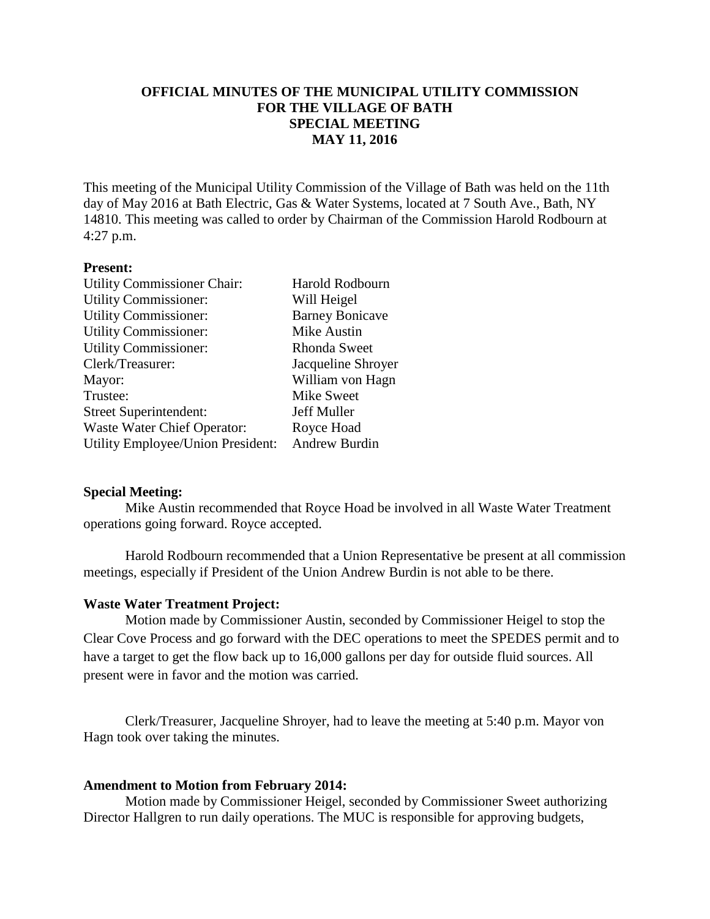**OFFICIAL MINUTES OF THE MUNICIPAL UTILITY COMMISSION FOR THE VILLAGE OF BATH SPECIAL MEETING MAY 11, 2016**

This meeting of the Municipal Utility Commission of the Village of Bath was held on the 11th day of May 2016 at Bath Electric, Gas & Water Systems, located at 7 South Ave., Bath, NY 14810. This meeting was called to order by Chairman of the Commission Harold Rodbourn at 4:27 p.m.

**Present:**

| | |
|---|---|
| Utility Commissioner Chair: | Harold Rodbourn |
| Utility Commissioner: | Will Heigel |
| Utility Commissioner: | Barney Bonicave |
| Utility Commissioner: | Mike Austin |
| Utility Commissioner: | Rhonda Sweet |
| Clerk/Treasurer: | Jacqueline Shroyer |
| Mayor: | William von Hagn |
| Trustee: | Mike Sweet |
| Street Superintendent: | Jeff Muller |
| Waste Water Chief Operator: | Royce Hoad |
| Utility Employee/Union President: | Andrew Burdin |

**Special Meeting:**

Mike Austin recommended that Royce Hoad be involved in all Waste Water Treatment operations going forward. Royce accepted.

Harold Rodbourn recommended that a Union Representative be present at all commission meetings, especially if President of the Union Andrew Burdin is not able to be there.

**Waste Water Treatment Project:**

Motion made by Commissioner Austin, seconded by Commissioner Heigel to stop the Clear Cove Process and go forward with the DEC operations to meet the SPEDES permit and to have a target to get the flow back up to 16,000 gallons per day for outside fluid sources. All present were in favor and the motion was carried.

Clerk/Treasurer, Jacqueline Shroyer, had to leave the meeting at 5:40 p.m. Mayor von Hagn took over taking the minutes.

**Amendment to Motion from February 2014:**

Motion made by Commissioner Heigel, seconded by Commissioner Sweet authorizing Director Hallgren to run daily operations. The MUC is responsible for approving budgets,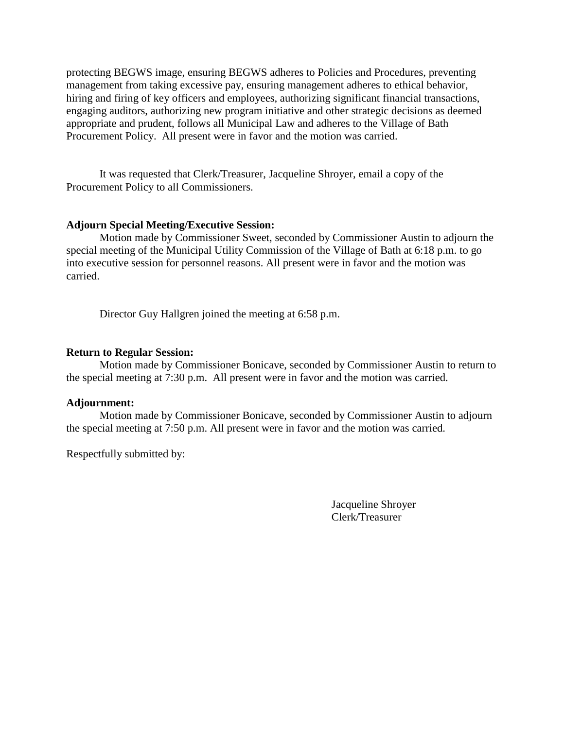protecting BEGWS image, ensuring BEGWS adheres to Policies and Procedures, preventing management from taking excessive pay, ensuring management adheres to ethical behavior, hiring and firing of key officers and employees, authorizing significant financial transactions, engaging auditors, authorizing new program initiative and other strategic decisions as deemed appropriate and prudent, follows all Municipal Law and adheres to the Village of Bath Procurement Policy. All present were in favor and the motion was carried.

It was requested that Clerk/Treasurer, Jacqueline Shroyer, email a copy of the Procurement Policy to all Commissioners.

**Adjourn Special Meeting/Executive Session:**

Motion made by Commissioner Sweet, seconded by Commissioner Austin to adjourn the special meeting of the Municipal Utility Commission of the Village of Bath at 6:18 p.m. to go into executive session for personnel reasons. All present were in favor and the motion was carried.

Director Guy Hallgren joined the meeting at 6:58 p.m.

**Return to Regular Session:**

Motion made by Commissioner Bonicave, seconded by Commissioner Austin to return to the special meeting at 7:30 p.m. All present were in favor and the motion was carried.

**Adjournment:**

Motion made by Commissioner Bonicave, seconded by Commissioner Austin to adjourn the special meeting at 7:50 p.m. All present were in favor and the motion was carried.

Respectfully submitted by:

Jacqueline Shroyer
Clerk/Treasurer